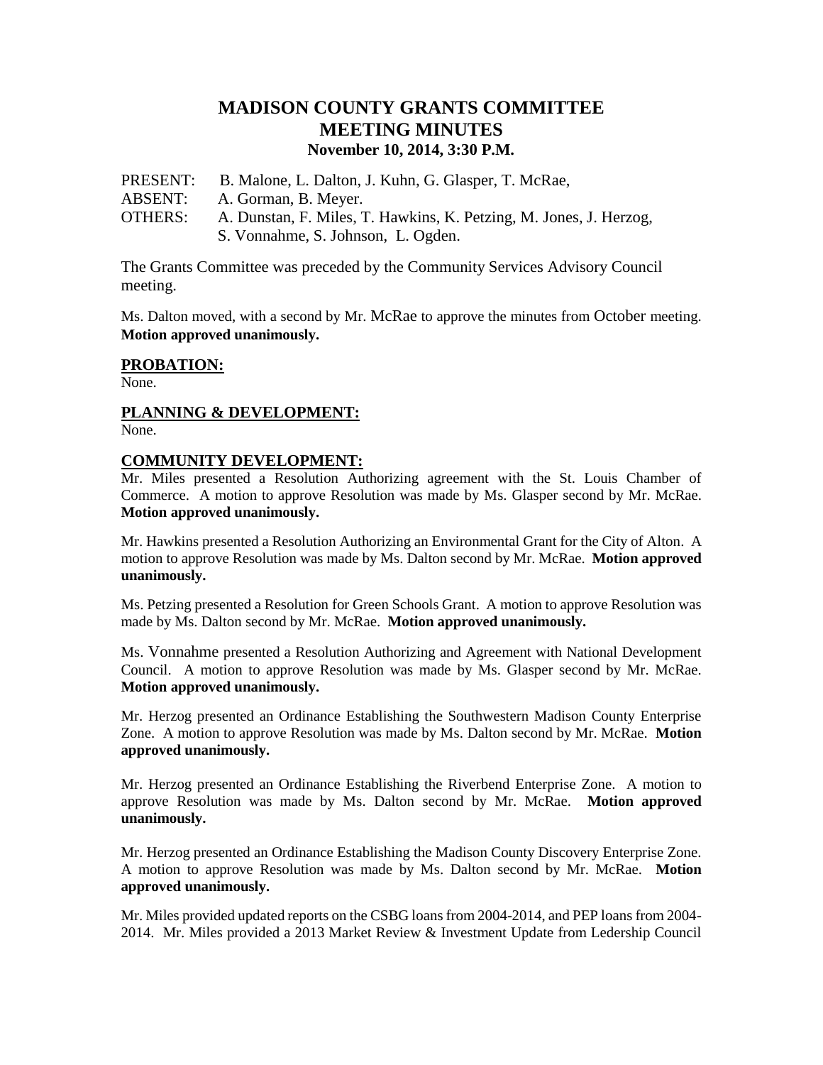# MADISON COUNTY GRANTS COMMITTEE
# MEETING MINUTES
### November 10, 2014, 3:30 P.M.

PRESENT: B. Malone, L. Dalton, J. Kuhn, G. Glasper, T. McRae,
ABSENT: A. Gorman, B. Meyer.
OTHERS: A. Dunstan, F. Miles, T. Hawkins, K. Petzing, M. Jones, J. Herzog, S. Vonnahme, S. Johnson, L. Ogden.

The Grants Committee was preceded by the Community Services Advisory Council meeting.

Ms. Dalton moved, with a second by Mr. McRae to approve the minutes from October meeting. **Motion approved unanimously.**

## PROBATION:

None.

## PLANNING & DEVELOPMENT:

None.

## COMMUNITY DEVELOPMENT:

Mr. Miles presented a Resolution Authorizing agreement with the St. Louis Chamber of Commerce. A motion to approve Resolution was made by Ms. Glasper second by Mr. McRae. **Motion approved unanimously.**

Mr. Hawkins presented a Resolution Authorizing an Environmental Grant for the City of Alton. A motion to approve Resolution was made by Ms. Dalton second by Mr. McRae. **Motion approved unanimously.**

Ms. Petzing presented a Resolution for Green Schools Grant. A motion to approve Resolution was made by Ms. Dalton second by Mr. McRae. **Motion approved unanimously.**

Ms. Vonnahme presented a Resolution Authorizing and Agreement with National Development Council. A motion to approve Resolution was made by Ms. Glasper second by Mr. McRae. **Motion approved unanimously.**

Mr. Herzog presented an Ordinance Establishing the Southwestern Madison County Enterprise Zone. A motion to approve Resolution was made by Ms. Dalton second by Mr. McRae. **Motion approved unanimously.**

Mr. Herzog presented an Ordinance Establishing the Riverbend Enterprise Zone. A motion to approve Resolution was made by Ms. Dalton second by Mr. McRae. **Motion approved unanimously.**

Mr. Herzog presented an Ordinance Establishing the Madison County Discovery Enterprise Zone. A motion to approve Resolution was made by Ms. Dalton second by Mr. McRae. **Motion approved unanimously.**

Mr. Miles provided updated reports on the CSBG loans from 2004-2014, and PEP loans from 2004-2014. Mr. Miles provided a 2013 Market Review & Investment Update from Ledership Council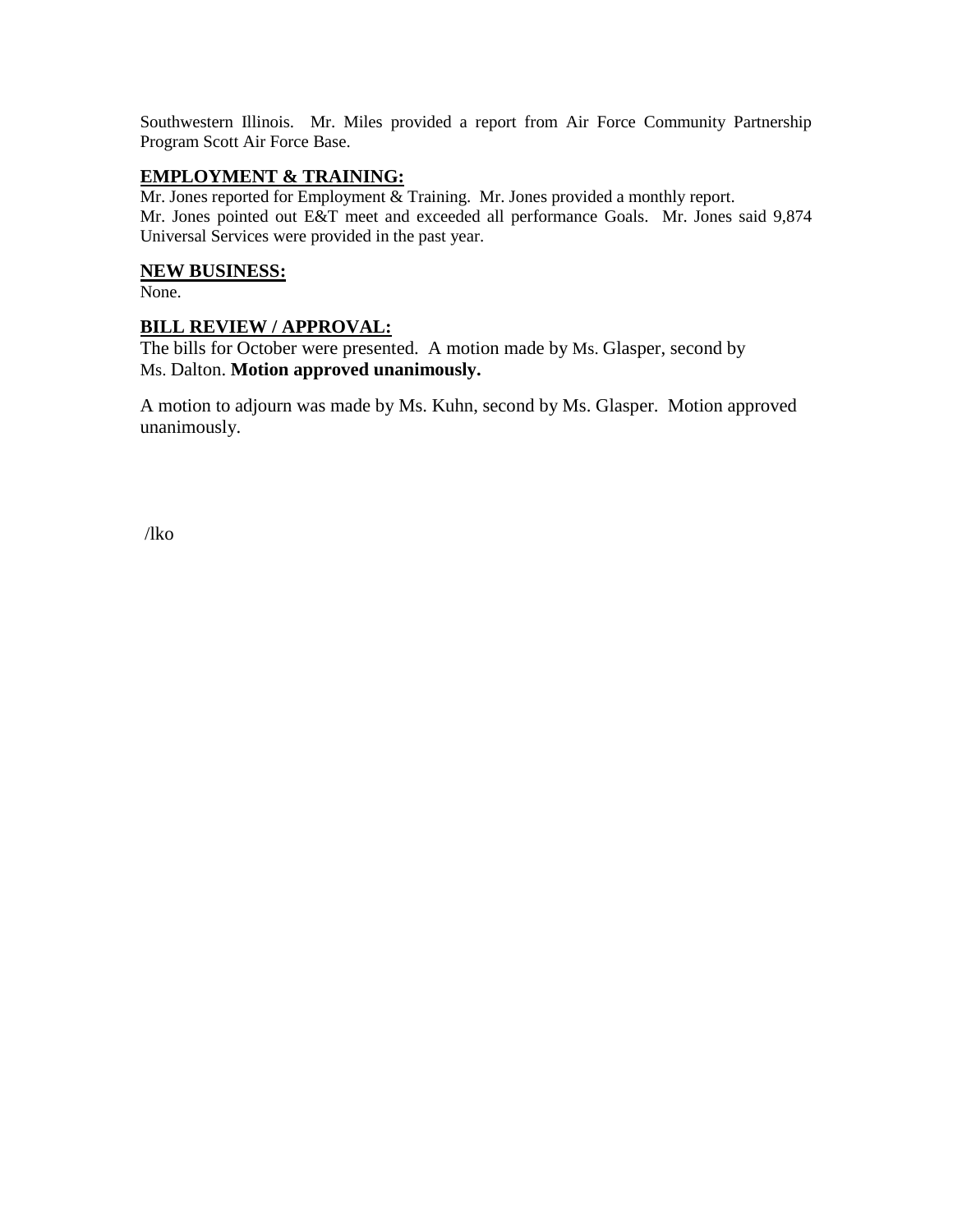Southwestern Illinois. Mr. Miles provided a report from Air Force Community Partnership Program Scott Air Force Base.

**EMPLOYMENT & TRAINING:**

Mr. Jones reported for Employment & Training. Mr. Jones provided a monthly report.
Mr. Jones pointed out E&T meet and exceeded all performance Goals. Mr. Jones said 9,874 Universal Services were provided in the past year.

**NEW BUSINESS:**

None.

**BILL REVIEW / APPROVAL:**

The bills for October were presented. A motion made by Ms. Glasper, second by Ms. Dalton. **Motion approved unanimously.**

A motion to adjourn was made by Ms. Kuhn, second by Ms. Glasper. Motion approved unanimously.

/lko